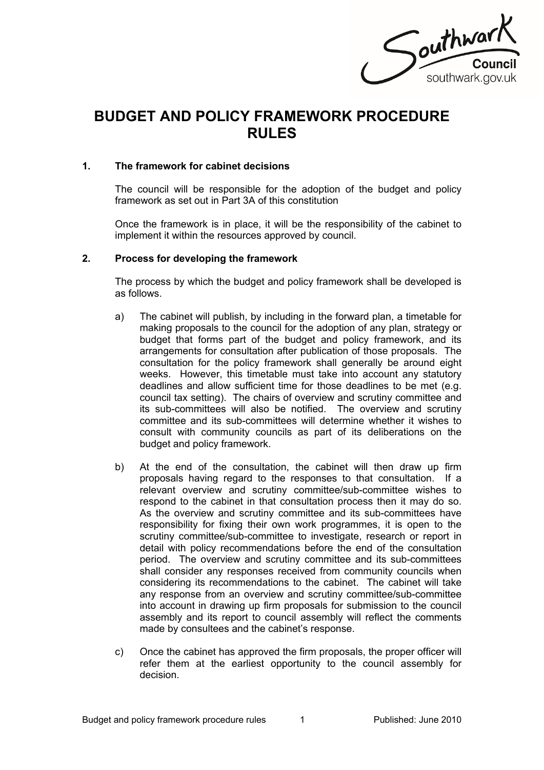# BUDGET AND POLICY FRAMEWORK PROCEDURE RULES

## 1. The framework for cabinet decisions

The council will be responsible for the adoption of the budget and policy framework as set out in Part 3A of this constitution

Once the framework is in place, it will be the responsibility of the cabinet to implement it within the resources approved by council.

## 2. Process for developing the framework

The process by which the budget and policy framework shall be developed is as follows.

a) The cabinet will publish, by including in the forward plan, a timetable for making proposals to the council for the adoption of any plan, strategy or budget that forms part of the budget and policy framework, and its arrangements for consultation after publication of those proposals. The consultation for the policy framework shall generally be around eight weeks. However, this timetable must take into account any statutory deadlines and allow sufficient time for those deadlines to be met (e.g. council tax setting). The chairs of overview and scrutiny committee and its sub-committees will also be notified. The overview and scrutiny committee and its sub-committees will determine whether it wishes to consult with community councils as part of its deliberations on the budget and policy framework.

b) At the end of the consultation, the cabinet will then draw up firm proposals having regard to the responses to that consultation. If a relevant overview and scrutiny committee/sub-committee wishes to respond to the cabinet in that consultation process then it may do so. As the overview and scrutiny committee and its sub-committees have responsibility for fixing their own work programmes, it is open to the scrutiny committee/sub-committee to investigate, research or report in detail with policy recommendations before the end of the consultation period. The overview and scrutiny committee and its sub-committees shall consider any responses received from community councils when considering its recommendations to the cabinet. The cabinet will take any response from an overview and scrutiny committee/sub-committee into account in drawing up firm proposals for submission to the council assembly and its report to council assembly will reflect the comments made by consultees and the cabinet's response.

c) Once the cabinet has approved the firm proposals, the proper officer will refer them at the earliest opportunity to the council assembly for decision.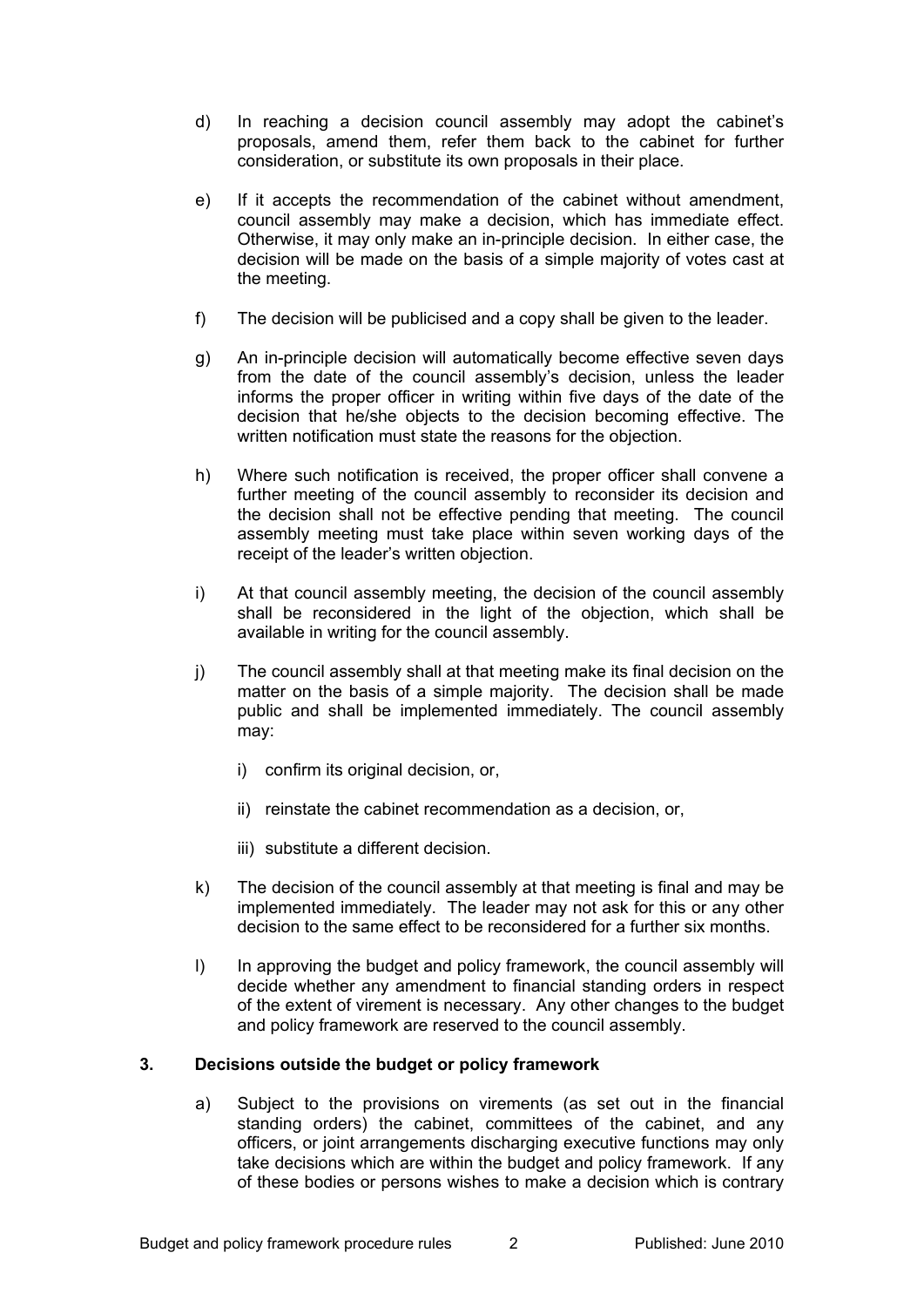d) In reaching a decision council assembly may adopt the cabinet's proposals, amend them, refer them back to the cabinet for further consideration, or substitute its own proposals in their place.

e) If it accepts the recommendation of the cabinet without amendment, council assembly may make a decision, which has immediate effect. Otherwise, it may only make an in-principle decision. In either case, the decision will be made on the basis of a simple majority of votes cast at the meeting.

f) The decision will be publicised and a copy shall be given to the leader.

g) An in-principle decision will automatically become effective seven days from the date of the council assembly's decision, unless the leader informs the proper officer in writing within five days of the date of the decision that he/she objects to the decision becoming effective. The written notification must state the reasons for the objection.

h) Where such notification is received, the proper officer shall convene a further meeting of the council assembly to reconsider its decision and the decision shall not be effective pending that meeting. The council assembly meeting must take place within seven working days of the receipt of the leader's written objection.

i) At that council assembly meeting, the decision of the council assembly shall be reconsidered in the light of the objection, which shall be available in writing for the council assembly.

j) The council assembly shall at that meeting make its final decision on the matter on the basis of a simple majority. The decision shall be made public and shall be implemented immediately. The council assembly may:

   i) confirm its original decision, or,

   ii) reinstate the cabinet recommendation as a decision, or,

   iii) substitute a different decision.

k) The decision of the council assembly at that meeting is final and may be implemented immediately. The leader may not ask for this or any other decision to the same effect to be reconsidered for a further six months.

l) In approving the budget and policy framework, the council assembly will decide whether any amendment to financial standing orders in respect of the extent of virement is necessary. Any other changes to the budget and policy framework are reserved to the council assembly.

## 3. Decisions outside the budget or policy framework

a) Subject to the provisions on virements (as set out in the financial standing orders) the cabinet, committees of the cabinet, and any officers, or joint arrangements discharging executive functions may only take decisions which are within the budget and policy framework. If any of these bodies or persons wishes to make a decision which is contrary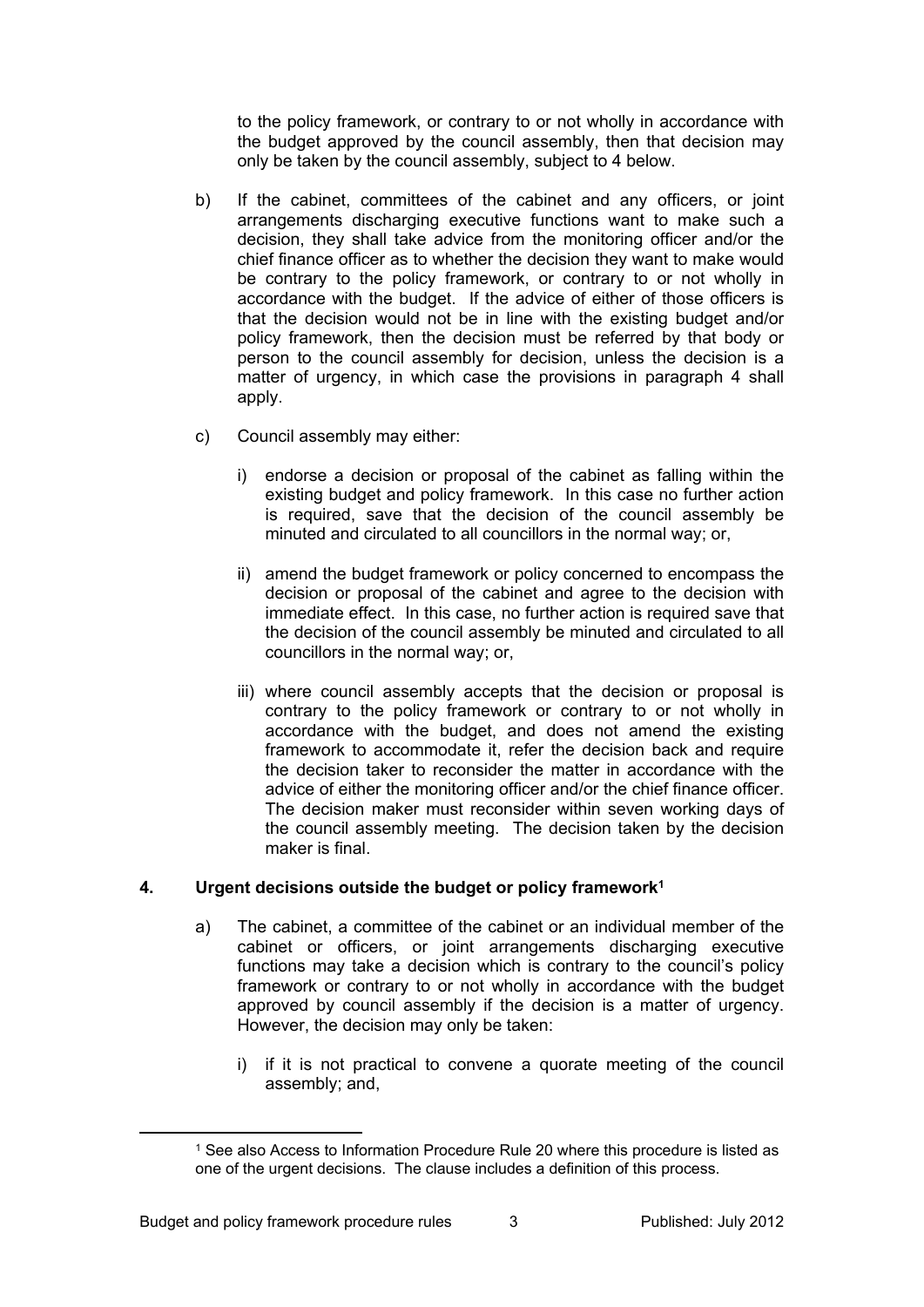to the policy framework, or contrary to or not wholly in accordance with the budget approved by the council assembly, then that decision may only be taken by the council assembly, subject to 4 below.

b) If the cabinet, committees of the cabinet and any officers, or joint arrangements discharging executive functions want to make such a decision, they shall take advice from the monitoring officer and/or the chief finance officer as to whether the decision they want to make would be contrary to the policy framework, or contrary to or not wholly in accordance with the budget. If the advice of either of those officers is that the decision would not be in line with the existing budget and/or policy framework, then the decision must be referred by that body or person to the council assembly for decision, unless the decision is a matter of urgency, in which case the provisions in paragraph 4 shall apply.

c) Council assembly may either:

   i) endorse a decision or proposal of the cabinet as falling within the existing budget and policy framework. In this case no further action is required, save that the decision of the council assembly be minuted and circulated to all councillors in the normal way; or,

   ii) amend the budget framework or policy concerned to encompass the decision or proposal of the cabinet and agree to the decision with immediate effect. In this case, no further action is required save that the decision of the council assembly be minuted and circulated to all councillors in the normal way; or,

   iii) where council assembly accepts that the decision or proposal is contrary to the policy framework or contrary to or not wholly in accordance with the budget, and does not amend the existing framework to accommodate it, refer the decision back and require the decision taker to reconsider the matter in accordance with the advice of either the monitoring officer and/or the chief finance officer. The decision maker must reconsider within seven working days of the council assembly meeting. The decision taken by the decision maker is final.

## 4. Urgent decisions outside the budget or policy framework[1]

a) The cabinet, a committee of the cabinet or an individual member of the cabinet or officers, or joint arrangements discharging executive functions may take a decision which is contrary to the council's policy framework or contrary to or not wholly in accordance with the budget approved by council assembly if the decision is a matter of urgency. However, the decision may only be taken:

   i) if it is not practical to convene a quorate meeting of the council assembly; and,

[1] See also Access to Information Procedure Rule 20 where this procedure is listed as one of the urgent decisions. The clause includes a definition of this process.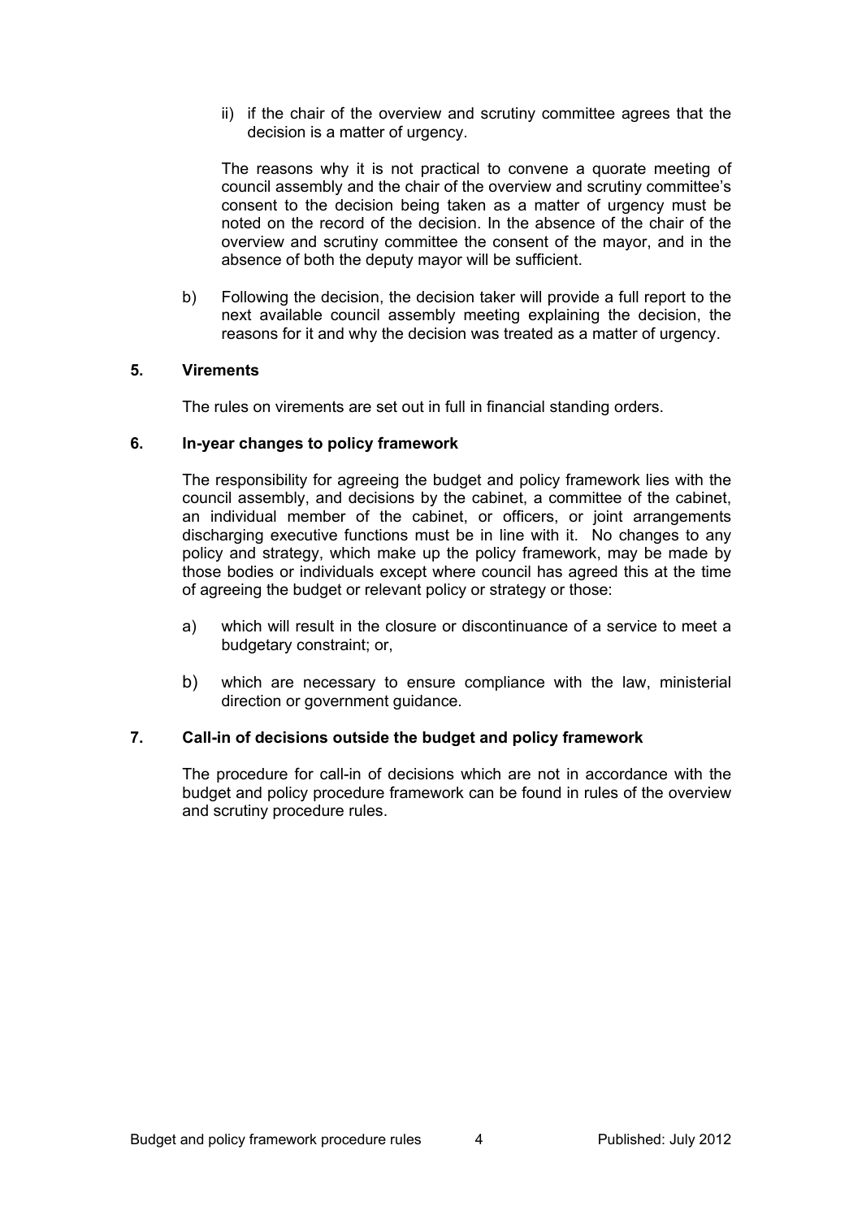ii) if the chair of the overview and scrutiny committee agrees that the decision is a matter of urgency.

The reasons why it is not practical to convene a quorate meeting of council assembly and the chair of the overview and scrutiny committee's consent to the decision being taken as a matter of urgency must be noted on the record of the decision. In the absence of the chair of the overview and scrutiny committee the consent of the mayor, and in the absence of both the deputy mayor will be sufficient.

b) Following the decision, the decision taker will provide a full report to the next available council assembly meeting explaining the decision, the reasons for it and why the decision was treated as a matter of urgency.

## 5. Virements

The rules on virements are set out in full in financial standing orders.

## 6. In-year changes to policy framework

The responsibility for agreeing the budget and policy framework lies with the council assembly, and decisions by the cabinet, a committee of the cabinet, an individual member of the cabinet, or officers, or joint arrangements discharging executive functions must be in line with it. No changes to any policy and strategy, which make up the policy framework, may be made by those bodies or individuals except where council has agreed this at the time of agreeing the budget or relevant policy or strategy or those:

a) which will result in the closure or discontinuance of a service to meet a budgetary constraint; or,

b) which are necessary to ensure compliance with the law, ministerial direction or government guidance.

## 7. Call-in of decisions outside the budget and policy framework

The procedure for call-in of decisions which are not in accordance with the budget and policy procedure framework can be found in rules of the overview and scrutiny procedure rules.